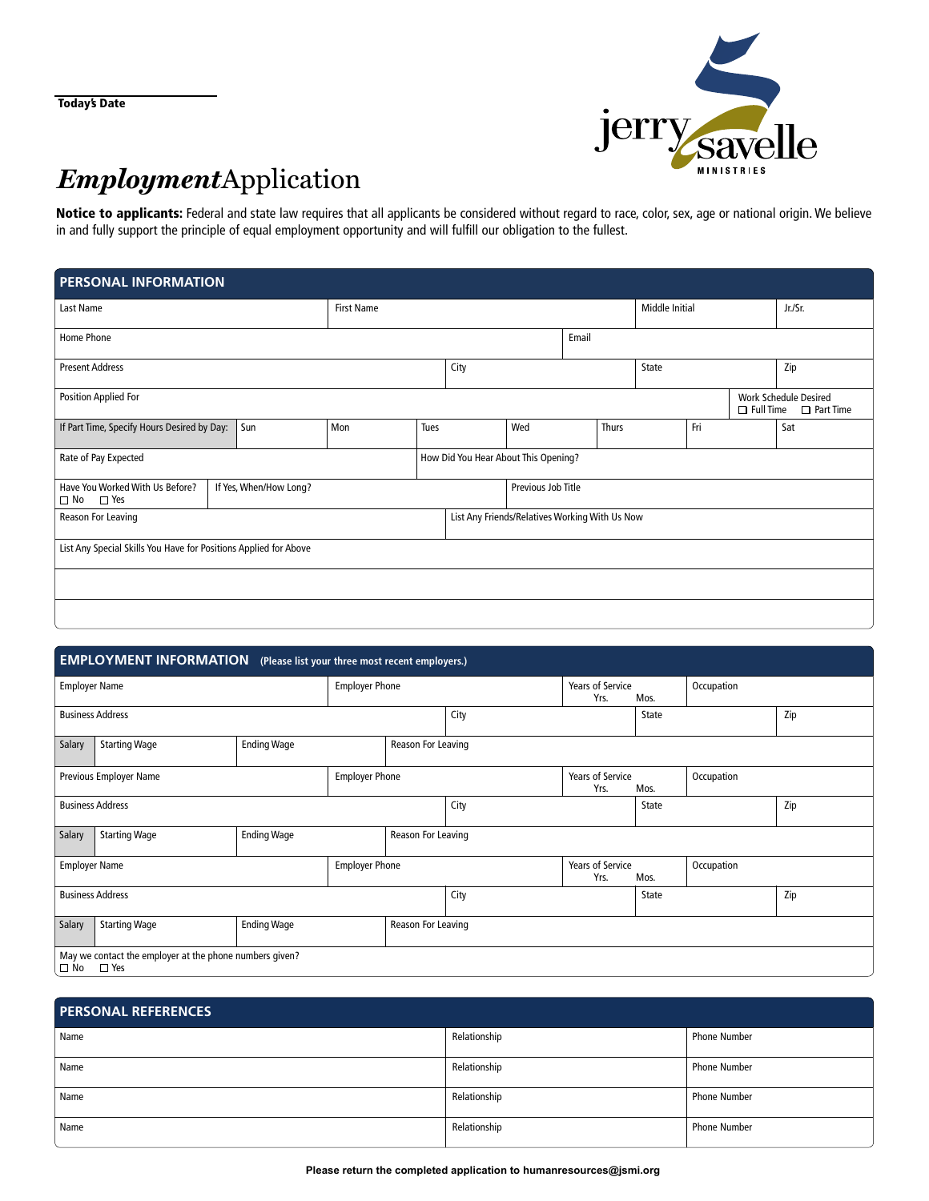Today's Date

jerry savelle MINISTRIES

# *Employment*Application

**Notice to applicants:** Federal and state law requires that all applicants be considered without regard to race, color, sex, age or national origin. We believe in and fully support the principle of equal employment opportunity and will fulfill our obligation to the fullest.

## PERSONAL INFORMATION

| Last Name | First Name | Middle Initial | Jr./Sr. |
|---|---|---|---|

| Home Phone | Email |
|---|---|

| Present Address | City | State | Zip |
|---|---|---|---|

| Position Applied For | Work Schedule Desired ☐ Full Time ☐ Part Time |
|---|---|

| If Part Time, Specify Hours Desired by Day: | Sun | Mon | Tues | Wed | Thurs | Fri | Sat |
|---|---|---|---|---|---|---|---|

| Rate of Pay Expected | How Did You Hear About This Opening? |
|---|---|

| Have You Worked With Us Before? ☐ No ☐ Yes | If Yes, When/How Long? | Previous Job Title |
|---|---|---|

| Reason For Leaving | List Any Friends/Relatives Working With Us Now |
|---|---|

| List Any Special Skills You Have for Positions Applied for Above |
|---|
| |
| |

## EMPLOYMENT INFORMATION (Please list your three most recent employers.)

| Employer Name | Employer Phone | Years of Service Yrs. Mos. | Occupation |
|---|---|---|---|

| Business Address | City | State | Zip |
|---|---|---|---|

| Salary | Starting Wage | Ending Wage | Reason For Leaving |
|---|---|---|---|

| Previous Employer Name | Employer Phone | Years of Service Yrs. Mos. | Occupation |
|---|---|---|---|

| Business Address | City | State | Zip |
|---|---|---|---|

| Salary | Starting Wage | Ending Wage | Reason For Leaving |
|---|---|---|---|

| Employer Name | Employer Phone | Years of Service Yrs. Mos. | Occupation |
|---|---|---|---|

| Business Address | City | State | Zip |
|---|---|---|---|

| Salary | Starting Wage | Ending Wage | Reason For Leaving |
|---|---|---|---|

May we contact the employer at the phone numbers given?
☐ No ☐ Yes

## PERSONAL REFERENCES

| Name | Relationship | Phone Number |
|---|---|---|
| Name | Relationship | Phone Number |
| Name | Relationship | Phone Number |
| Name | Relationship | Phone Number |

**Please return the completed application to humanresources@jsmi.org**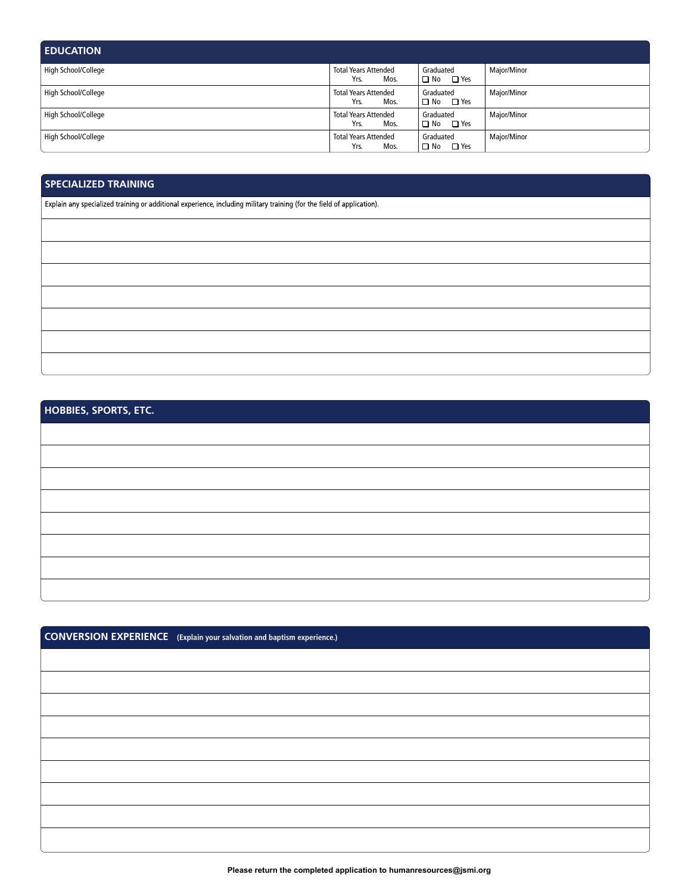## EDUCATION

| High School/College | Total Years Attended | Graduated | Major/Minor |
|---|---|---|---|
| | Yrs. Mos. | ☐ No ☐ Yes | |
| | Yrs. Mos. | ☐ No ☐ Yes | |
| | Yrs. Mos. | ☐ No ☐ Yes | |
| | Yrs. Mos. | ☐ No ☐ Yes | |

## SPECIALIZED TRAINING

Explain any specialized training or additional experience, including military training (for the field of application).

## HOBBIES, SPORTS, ETC.

## CONVERSION EXPERIENCE (Explain your salvation and baptism experience.)

**Please return the completed application to humanresources@jsmi.org**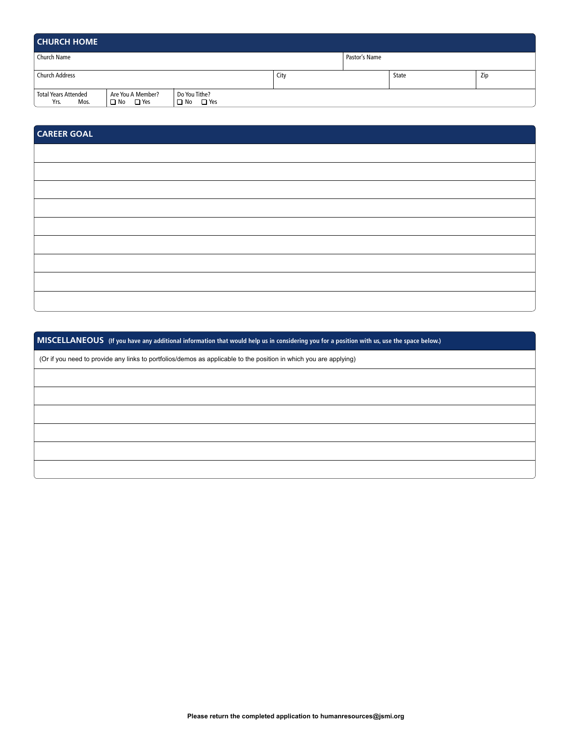## CHURCH HOME

| Church Name | | | Pastor's Name | |
|---|---|---|---|---|
| Church Address | | City | State | Zip |
| Total Years Attended Yrs. Mos. | Are You A Member? ☐ No ☐ Yes | Do You Tithe? ☐ No ☐ Yes | | |

## CAREER GOAL

## MISCELLANEOUS **(If you have any additional information that would help us in considering you for a position with us, use the space below.)**

(Or if you need to provide any links to portfolios/demos as applicable to the position in which you are applying)

**Please return the completed application to humanresources@jsmi.org**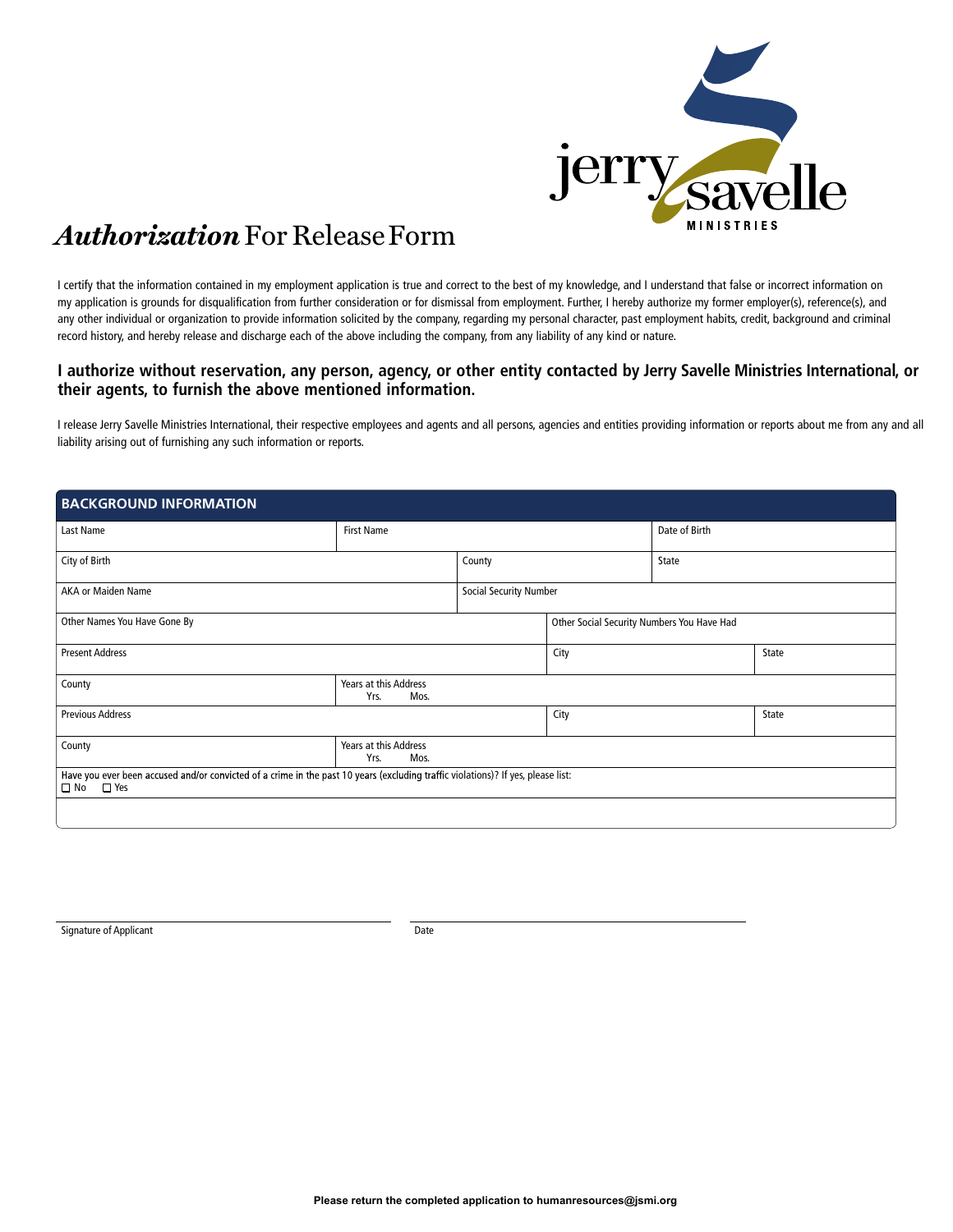jerry savelle MINISTRIES

# *Authorization* For Release Form

I certify that the information contained in my employment application is true and correct to the best of my knowledge, and I understand that false or incorrect information on my application is grounds for disqualification from further consideration or for dismissal from employment. Further, I hereby authorize my former employer(s), reference(s), and any other individual or organization to provide information solicited by the company, regarding my personal character, past employment habits, credit, background and criminal record history, and hereby release and discharge each of the above including the company, from any liability of any kind or nature.

**I authorize without reservation, any person, agency, or other entity contacted by Jerry Savelle Ministries International, or their agents, to furnish the above mentioned information.**

I release Jerry Savelle Ministries International, their respective employees and agents and all persons, agencies and entities providing information or reports about me from any and all liability arising out of furnishing any such information or reports.

## BACKGROUND INFORMATION

| | | |
|---|---|---|
| Last Name | First Name | Date of Birth |
| City of Birth | County | State |
| AKA or Maiden Name | Social Security Number | |
| Other Names You Have Gone By | Other Social Security Numbers You Have Had | |
| Present Address | City | State |
| County | Years at this Address Yrs. Mos. | |
| Previous Address | City | State |
| County | Years at this Address Yrs. Mos. | |

Have you ever been accused and/or convicted of a crime in the past 10 years (excluding traffic violations)? If yes, please list:
☐ No ☐ Yes

Signature of Applicant

Date

**Please return the completed application to humanresources@jsmi.org**